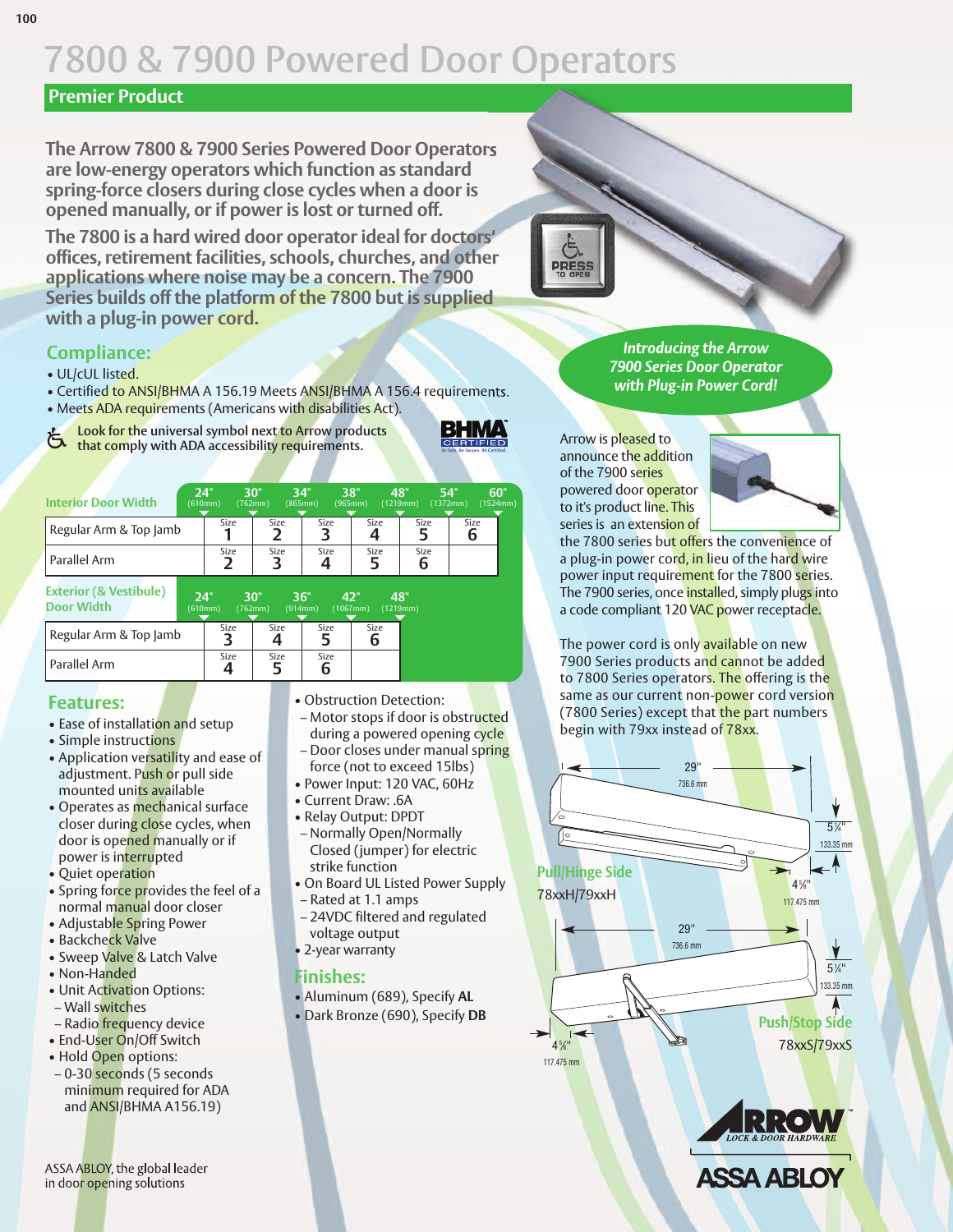# 7800 & 7900 Powered Door Operators

## Premier Product

**The Arrow 7800 & 7900 Series Powered Door Operators are low-energy operators which function as standard spring-force closers during close cycles when a door is opened manually, or if power is lost or turned off.**

**The 7800 is a hard wired door operator ideal for doctors' offices, retirement facilities, schools, churches, and other applications where noise may be a concern. The 7900 Series builds off the platform of the 7800 but is supplied with a plug-in power cord.**

### Compliance:

- UL/cUL listed.
- Certified to ANSI/BHMA A 156.19 Meets ANSI/BHMA A 156.4 requirements.
- Meets ADA requirements (Americans with disabilities Act).

Look for the universal symbol next to Arrow products that comply with ADA accessibility requirements.

BHMA CERTIFIED

| Interior Door Width | 24" (610mm) | 30" (762mm) | 34" (865mm) | 38" (965mm) | 48" (1219mm) | 54" (1372mm) | 60" (1524mm) |
|---|---|---|---|---|---|---|---|
| Regular Arm & Top Jamb | Size 1 | Size 2 | Size 3 | Size 4 | Size 5 | Size 6 | |
| Parallel Arm | Size 2 | Size 3 | Size 4 | Size 5 | Size 6 | | |

| Exterior (& Vestibule) Door Width | 24" (610mm) | 30" (762mm) | 36" (914mm) | 42" (1067mm) | 48" (1219mm) |
|---|---|---|---|---|---|
| Regular Arm & Top Jamb | Size 3 | Size 4 | Size 5 | Size 6 | |
| Parallel Arm | Size 4 | Size 5 | Size 6 | | |

### Features:

- Ease of installation and setup
- Simple instructions
- Application versatility and ease of adjustment. Push or pull side mounted units available
- Operates as mechanical surface closer during close cycles, when door is opened manually or if power is interrupted
- Quiet operation
- Spring force provides the feel of a normal manual door closer
- Adjustable Spring Power
- Backcheck Valve
- Sweep Valve & Latch Valve
- Non-Handed
- Unit Activation Options:
  - Wall switches
  - Radio frequency device
- End-User On/Off Switch
- Hold Open options:
  - 0-30 seconds (5 seconds minimum required for ADA and ANSI/BHMA A156.19)
- Obstruction Detection:
  - Motor stops if door is obstructed during a powered opening cycle
  - Door closes under manual spring force (not to exceed 15lbs)
- Power Input: 120 VAC, 60Hz
- Current Draw: .6A
- Relay Output: DPDT
  - Normally Open/Normally Closed (jumper) for electric strike function
- On Board UL Listed Power Supply
  - Rated at 1.1 amps
  - 24VDC filtered and regulated voltage output
- 2-year warranty

### Finishes:

- Aluminum (689), Specify **AL**
- Dark Bronze (690), Specify **DB**

PRESS TO OPEN

***Introducing the Arrow 7900 Series Door Operator with Plug-in Power Cord!***

Arrow is pleased to announce the addition of the 7900 series powered door operator to it's product line. This series is an extension of the 7800 series but offers the convenience of a plug-in power cord, in lieu of the hard wire power input requirement for the 7800 series. The 7900 series, once installed, simply plugs into a code compliant 120 VAC power receptacle.

The power cord is only available on new 7900 Series products and cannot be added to 7800 Series operators. The offering is the same as our current non-power cord version (7800 Series) except that the part numbers begin with 79xx instead of 78xx.

29" 736.6 mm — 5¼" 133.35 mm — 4⅝" 117.475 mm

**Pull/Hinge Side**
78xxH/79xxH

29" 736.6 mm — 5¼" 133.35 mm — 4⅝" 117.475 mm

**Push/Stop Side**
78xxS/79xxS

ASSA ABLOY, the global leader in door opening solutions

ARROW LOCK & DOOR HARDWARE
ASSA ABLOY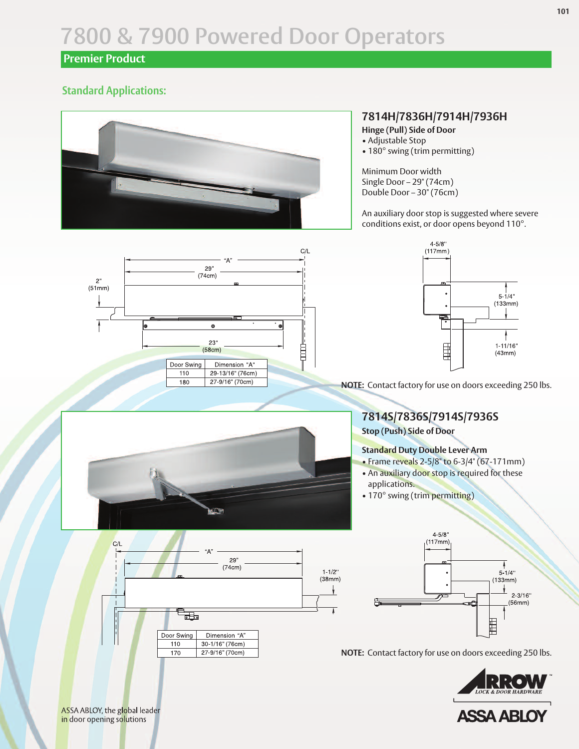# 7800 & 7900 Powered Door Operators

## Premier Product

### Standard Applications:

### 7814H/7836H/7914H/7936H

**Hinge (Pull) Side of Door**

- Adjustable Stop
- 180° swing (trim permitting)

Minimum Door width
Single Door – 29" (74cm)
Double Door – 30" (76cm)

An auxiliary door stop is suggested where severe conditions exist, or door opens beyond 110°.

| Door Swing | Dimension "A" |
| --- | --- |
| 110 | 29-13/16" (76cm) |
| 180 | 27-9/16" (70cm) |

**NOTE:** Contact factory for use on doors exceeding 250 lbs.

### 7814S/7836S/7914S/7936S

**Stop (Push) Side of Door**

**Standard Duty Double Lever Arm**

- Frame reveals 2-5/8" to 6-3/4" (67-171mm)
- An auxiliary door stop is required for these applications.
- 170° swing (trim permitting)

| Door Swing | Dimension "A" |
| --- | --- |
| 110 | 30-1/16" (76cm) |
| 170 | 27-9/16" (70cm) |

**NOTE:** Contact factory for use on doors exceeding 250 lbs.

ASSA ABLOY, the global leader in door opening solutions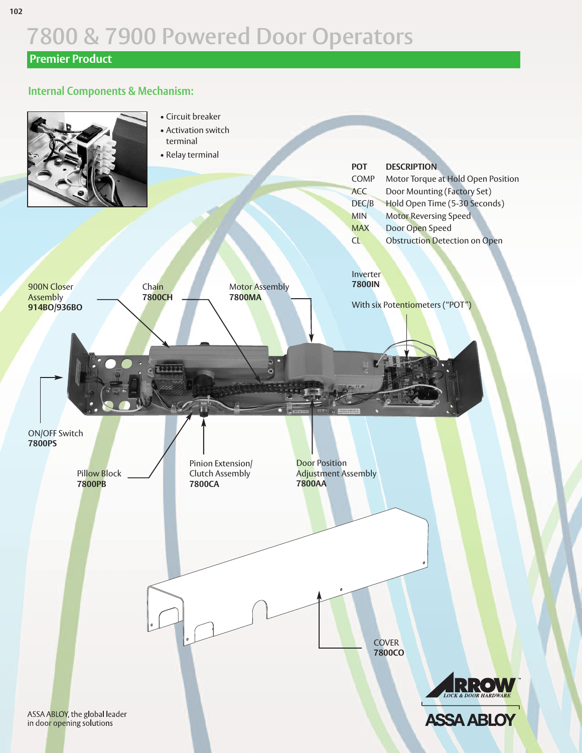# 7800 & 7900 Powered Door Operators

## Premier Product

### Internal Components & Mechanism:

- Circuit breaker
- Activation switch terminal
- Relay terminal

| POT | DESCRIPTION |
|---|---|
| COMP | Motor Torque at Hold Open Position |
| ACC | Door Mounting (Factory Set) |
| DEC/B | Hold Open Time (5-30 Seconds) |
| MIN | Motor Reversing Speed |
| MAX | Door Open Speed |
| CL | Obstruction Detection on Open |

Inverter
**7800IN**

With six Potentiometers ("POT")

900N Closer Assembly
**914BO/936BO**

Chain
**7800CH**

Motor Assembly
**7800MA**

ON/OFF Switch
**7800PS**

Pillow Block
**7800PB**

Pinion Extension/ Clutch Assembly
**7800CA**

Door Position Adjustment Assembly
**7800AA**

COVER
**7800CO**

ASSA ABLOY, the global leader in door opening solutions

ARROW LOCK & DOOR HARDWARE

ASSA ABLOY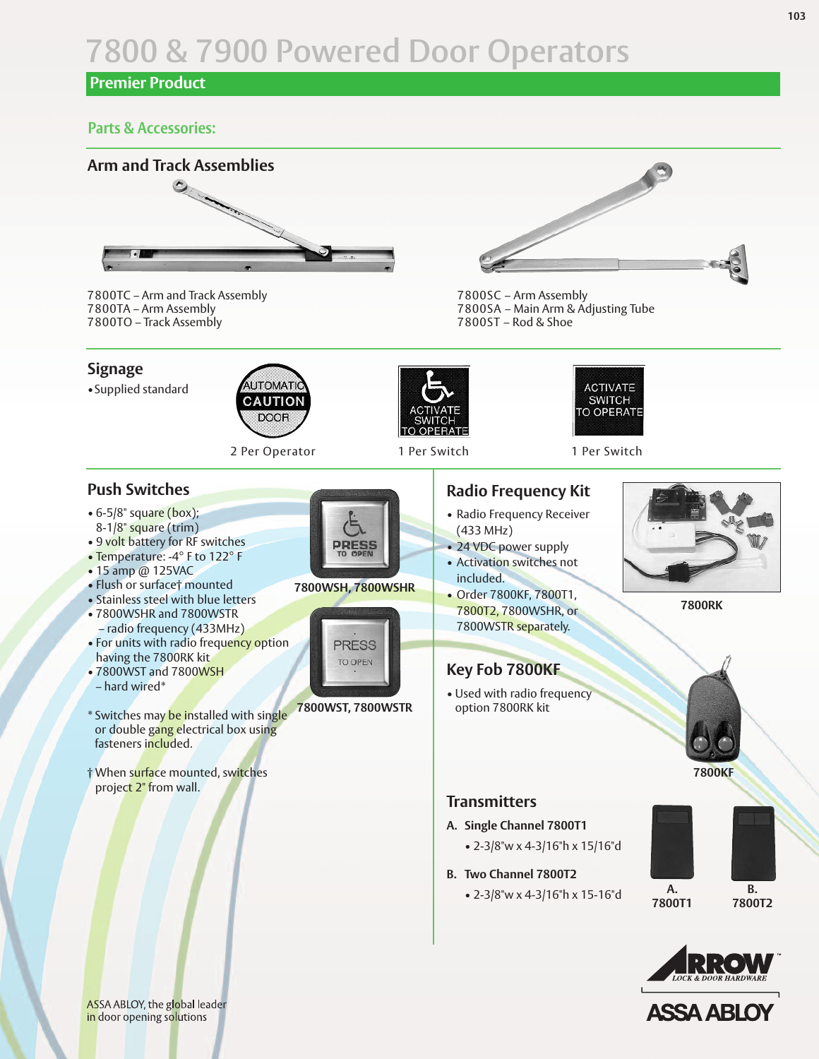# 7800 & 7900 Powered Door Operators

## Premier Product

### Parts & Accessories:

### Arm and Track Assemblies

7800TC – Arm and Track Assembly
7800TA – Arm Assembly
7800TO – Track Assembly

7800SC – Arm Assembly
7800SA – Main Arm & Adjusting Tube
7800ST – Rod & Shoe

### Signage

- Supplied standard

AUTOMATIC CAUTION DOOR
2 Per Operator

ACTIVATE SWITCH TO OPERATE
1 Per Switch

ACTIVATE SWITCH TO OPERATE
1 Per Switch

### Push Switches

- 6-5/8" square (box); 8-1/8" square (trim)
- 9 volt battery for RF switches
- Temperature: -4° F to 122° F
- 15 amp @ 125VAC
- Flush or surface† mounted
- Stainless steel with blue letters
- 7800WSHR and 7800WSTR – radio frequency (433MHz)
- For units with radio frequency option having the 7800RK kit
- 7800WST and 7800WSH – hard wired*

\* Switches may be installed with single or double gang electrical box using fasteners included.

† When surface mounted, switches project 2" from wall.

PRESS TO OPEN
**7800WSH, 7800WSHR**

PRESS TO OPEN
**7800WST, 7800WSTR**

### Radio Frequency Kit

- Radio Frequency Receiver (433 MHz)
- 24 VDC power supply
- Activation switches not included.
- Order 7800KF, 7800T1, 7800T2, 7800WSHR, or 7800WSTR separately.

**7800RK**

### Key Fob 7800KF

- Used with radio frequency option 7800RK kit

**7800KF**

### Transmitters

**A. Single Channel 7800T1**

- 2-3/8"w x 4-3/16"h x 15/16"d

**B. Two Channel 7800T2**

- 2-3/8"w x 4-3/16"h x 15-16"d

**A. 7800T1** **B. 7800T2**

ASSA ABLOY, the global leader in door opening solutions

ARROW LOCK & DOOR HARDWARE
ASSA ABLOY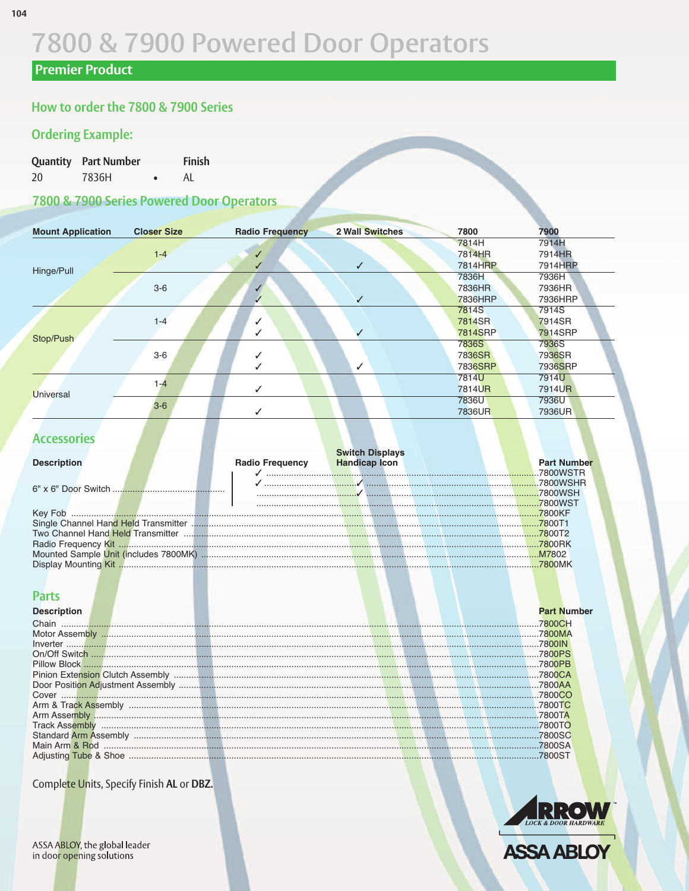# 7800 & 7900 Powered Door Operators

## Premier Product

### How to order the 7800 & 7900 Series

### Ordering Example:

| Quantity | Part Number | | Finish |
|---|---|---|---|
| 20 | 7836H | • | AL |

### 7800 & 7900 Series Powered Door Operators

| Mount Application | Closer Size | Radio Frequency | 2 Wall Switches | 7800 | 7900 |
|---|---|---|---|---|---|
| Hinge/Pull | 1-4 | | | 7814H | 7914H |
| | | ✓ | | 7814HR | 7914HR |
| | | ✓ | ✓ | 7814HRP | 7914HRP |
| | 3-6 | | | 7836H | 7936H |
| | | ✓ | | 7836HR | 7936HR |
| | | ✓ | ✓ | 7836HRP | 7936HRP |
| Stop/Push | 1-4 | | | 7814S | 7914S |
| | | ✓ | | 7814SR | 7914SR |
| | | ✓ | ✓ | 7814SRP | 7914SRP |
| | 3-6 | | | 7836S | 7936S |
| | | ✓ | | 7836SR | 7936SR |
| | | ✓ | ✓ | 7836SRP | 7936SRP |
| Universal | 1-4 | | | 7814U | 7914U |
| | | ✓ | | 7814UR | 7914UR |
| | 3-6 | | | 7836U | 7936U |
| | | ✓ | | 7836UR | 7936UR |

### Accessories

| Description | Radio Frequency | Switch Displays Handicap Icon | Part Number |
|---|---|---|---|
| 6" x 6" Door Switch | ✓ | | 7800WSTR |
| | ✓ | ✓ | 7800WSHR |
| | | ✓ | 7800WSH |
| | | | 7800WST |
| Key Fob | | | 7800KF |
| Single Channel Hand Held Transmitter | | | 7800T1 |
| Two Channel Hand Held Transmitter | | | 7800T2 |
| Radio Frequency Kit | | | 7800RK |
| Mounted Sample Unit (includes 7800MK) | | | M7802 |
| Display Mounting Kit | | | 7800MK |

### Parts

| Description | Part Number |
|---|---|
| Chain | 7800CH |
| Motor Assembly | 7800MA |
| Inverter | 7800IN |
| On/Off Switch | 7800PS |
| Pillow Block | 7800PB |
| Pinion Extension Clutch Assembly | 7800CA |
| Door Position Adjustment Assembly | 7800AA |
| Cover | 7800CO |
| Arm & Track Assembly | 7800TC |
| Arm Assembly | 7800TA |
| Track Assembly | 7800TO |
| Standard Arm Assembly | 7800SC |
| Main Arm & Rod | 7800SA |
| Adjusting Tube & Shoe | 7800ST |

Complete Units, Specify Finish **AL** or **DBZ.**

ASSA ABLOY, the global leader in door opening solutions

ARROW LOCK & DOOR HARDWARE

ASSA ABLOY